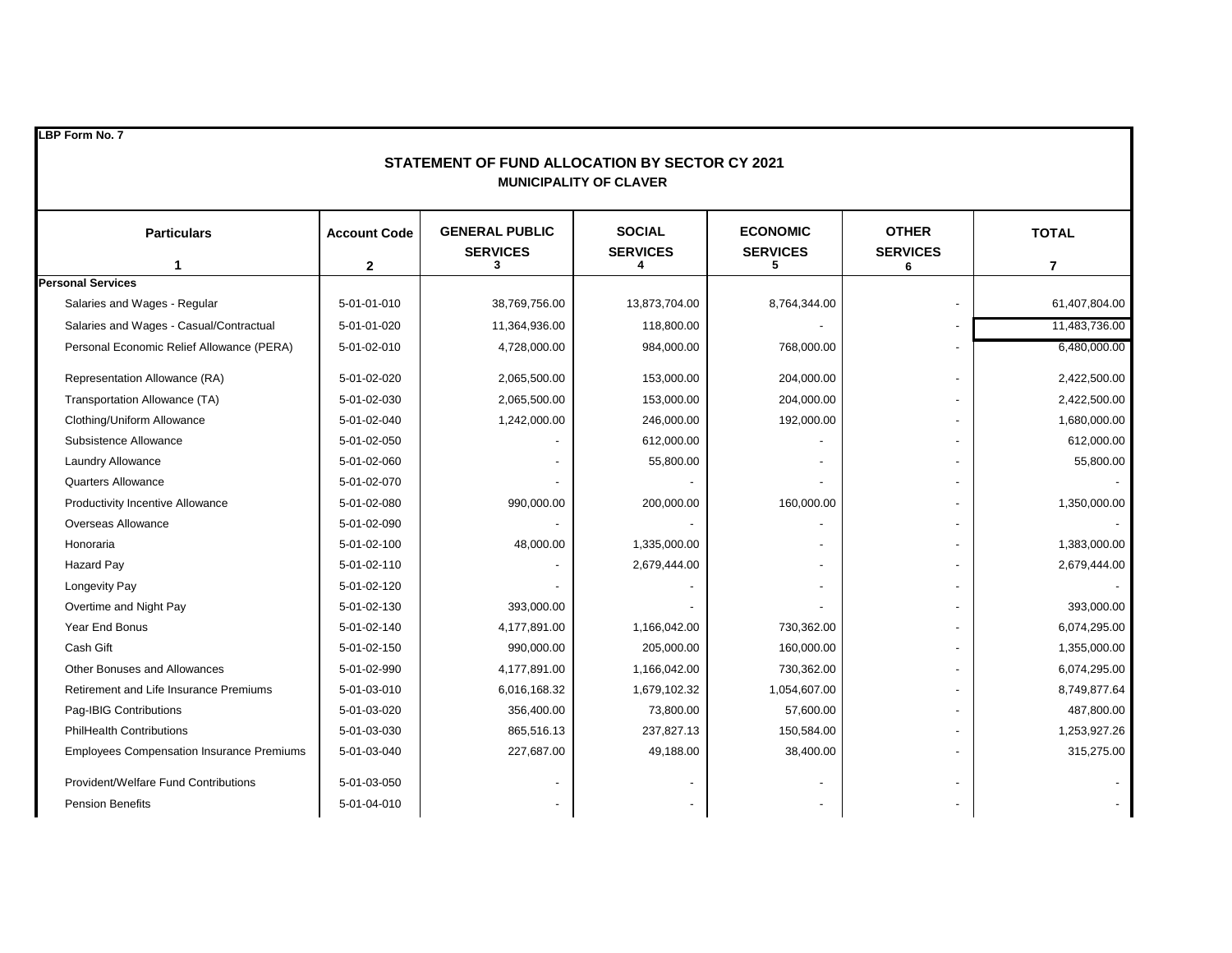LBP Form No. 7

# STATEMENT OF FUND ALLOCATION BY SECTOR CY 2021

## MUNICIPALITY OF CLAVER

| Particulars | Account Code | GENERAL PUBLIC SERVICES | SOCIAL SERVICES | ECONOMIC SERVICES | OTHER SERVICES | TOTAL |
|---|---|---|---|---|---|---|
| 1 | 2 | 3 | 4 | 5 | 6 | 7 |
| **Personal Services** | | | | | | |
| Salaries and Wages - Regular | 5-01-01-010 | 38,769,756.00 | 13,873,704.00 | 8,764,344.00 | - | 61,407,804.00 |
| Salaries and Wages - Casual/Contractual | 5-01-01-020 | 11,364,936.00 | 118,800.00 | - | - | 11,483,736.00 |
| Personal Economic Relief Allowance (PERA) | 5-01-02-010 | 4,728,000.00 | 984,000.00 | 768,000.00 | - | 6,480,000.00 |
| Representation Allowance (RA) | 5-01-02-020 | 2,065,500.00 | 153,000.00 | 204,000.00 | - | 2,422,500.00 |
| Transportation Allowance (TA) | 5-01-02-030 | 2,065,500.00 | 153,000.00 | 204,000.00 | - | 2,422,500.00 |
| Clothing/Uniform Allowance | 5-01-02-040 | 1,242,000.00 | 246,000.00 | 192,000.00 | - | 1,680,000.00 |
| Subsistence Allowance | 5-01-02-050 | - | 612,000.00 | - | - | 612,000.00 |
| Laundry Allowance | 5-01-02-060 | - | 55,800.00 | - | - | 55,800.00 |
| Quarters Allowance | 5-01-02-070 | - | - | - | - | - |
| Productivity Incentive Allowance | 5-01-02-080 | 990,000.00 | 200,000.00 | 160,000.00 | - | 1,350,000.00 |
| Overseas Allowance | 5-01-02-090 | - | - | - | - | - |
| Honoraria | 5-01-02-100 | 48,000.00 | 1,335,000.00 | - | - | 1,383,000.00 |
| Hazard Pay | 5-01-02-110 | - | 2,679,444.00 | - | - | 2,679,444.00 |
| Longevity Pay | 5-01-02-120 | - | - | - | - | - |
| Overtime and Night Pay | 5-01-02-130 | 393,000.00 | - | - | - | 393,000.00 |
| Year End Bonus | 5-01-02-140 | 4,177,891.00 | 1,166,042.00 | 730,362.00 | - | 6,074,295.00 |
| Cash Gift | 5-01-02-150 | 990,000.00 | 205,000.00 | 160,000.00 | - | 1,355,000.00 |
| Other Bonuses and Allowances | 5-01-02-990 | 4,177,891.00 | 1,166,042.00 | 730,362.00 | - | 6,074,295.00 |
| Retirement and Life Insurance Premiums | 5-01-03-010 | 6,016,168.32 | 1,679,102.32 | 1,054,607.00 | - | 8,749,877.64 |
| Pag-IBIG Contributions | 5-01-03-020 | 356,400.00 | 73,800.00 | 57,600.00 | - | 487,800.00 |
| PhilHealth Contributions | 5-01-03-030 | 865,516.13 | 237,827.13 | 150,584.00 | - | 1,253,927.26 |
| Employees Compensation Insurance Premiums | 5-01-03-040 | 227,687.00 | 49,188.00 | 38,400.00 | - | 315,275.00 |
| Provident/Welfare Fund Contributions | 5-01-03-050 | - | - | - | - | - |
| Pension Benefits | 5-01-04-010 | - | - | - | - | - |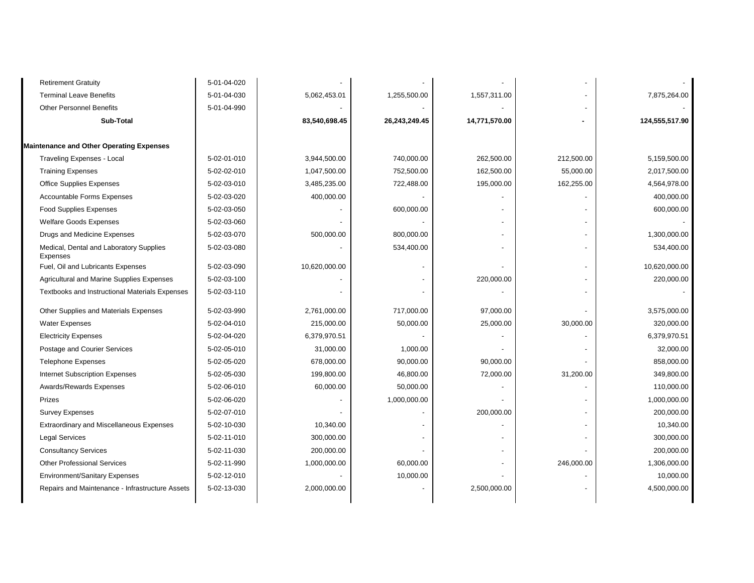| | | | | | | |
|---|---|---|---|---|---|---|
| Retirement Gratuity | 5-01-04-020 | - | - | - | - | - |
| Terminal Leave Benefits | 5-01-04-030 | 5,062,453.01 | 1,255,500.00 | 1,557,311.00 | - | 7,875,264.00 |
| Other Personnel Benefits | 5-01-04-990 | - | - | - | - | - |
| **Sub-Total** | | **83,540,698.45** | **26,243,249.45** | **14,771,570.00** | **-** | **124,555,517.90** |
| | | | | | | |
| **Maintenance and Other Operating Expenses** | | | | | | |
| Traveling Expenses - Local | 5-02-01-010 | 3,944,500.00 | 740,000.00 | 262,500.00 | 212,500.00 | 5,159,500.00 |
| Training Expenses | 5-02-02-010 | 1,047,500.00 | 752,500.00 | 162,500.00 | 55,000.00 | 2,017,500.00 |
| Office Supplies Expenses | 5-02-03-010 | 3,485,235.00 | 722,488.00 | 195,000.00 | 162,255.00 | 4,564,978.00 |
| Accountable Forms Expenses | 5-02-03-020 | 400,000.00 | - | - | - | 400,000.00 |
| Food Supplies Expenses | 5-02-03-050 | - | 600,000.00 | - | - | 600,000.00 |
| Welfare Goods Expenses | 5-02-03-060 | - | - | - | - | - |
| Drugs and Medicine Expenses | 5-02-03-070 | 500,000.00 | 800,000.00 | - | - | 1,300,000.00 |
| Medical, Dental and Laboratory Supplies Expenses | 5-02-03-080 | - | 534,400.00 | - | - | 534,400.00 |
| Fuel, Oil and Lubricants Expenses | 5-02-03-090 | 10,620,000.00 | - | - | - | 10,620,000.00 |
| Agricultural and Marine Supplies Expenses | 5-02-03-100 | - | - | 220,000.00 | - | 220,000.00 |
| Textbooks and Instructional Materials Expenses | 5-02-03-110 | - | - | - | - | - |
| Other Supplies and Materials Expenses | 5-02-03-990 | 2,761,000.00 | 717,000.00 | 97,000.00 | - | 3,575,000.00 |
| Water Expenses | 5-02-04-010 | 215,000.00 | 50,000.00 | 25,000.00 | 30,000.00 | 320,000.00 |
| Electricity Expenses | 5-02-04-020 | 6,379,970.51 | - | - | - | 6,379,970.51 |
| Postage and Courier Services | 5-02-05-010 | 31,000.00 | 1,000.00 | - | - | 32,000.00 |
| Telephone Expenses | 5-02-05-020 | 678,000.00 | 90,000.00 | 90,000.00 | - | 858,000.00 |
| Internet Subscription Expenses | 5-02-05-030 | 199,800.00 | 46,800.00 | 72,000.00 | 31,200.00 | 349,800.00 |
| Awards/Rewards Expenses | 5-02-06-010 | 60,000.00 | 50,000.00 | - | - | 110,000.00 |
| Prizes | 5-02-06-020 | - | 1,000,000.00 | - | - | 1,000,000.00 |
| Survey Expenses | 5-02-07-010 | - | - | 200,000.00 | - | 200,000.00 |
| Extraordinary and Miscellaneous Expenses | 5-02-10-030 | 10,340.00 | - | - | - | 10,340.00 |
| Legal Services | 5-02-11-010 | 300,000.00 | - | - | - | 300,000.00 |
| Consultancy Services | 5-02-11-030 | 200,000.00 | - | - | - | 200,000.00 |
| Other Professional Services | 5-02-11-990 | 1,000,000.00 | 60,000.00 | - | 246,000.00 | 1,306,000.00 |
| Environment/Sanitary Expenses | 5-02-12-010 | - | 10,000.00 | - | - | 10,000.00 |
| Repairs and Maintenance - Infrastructure Assets | 5-02-13-030 | 2,000,000.00 | - | 2,500,000.00 | - | 4,500,000.00 |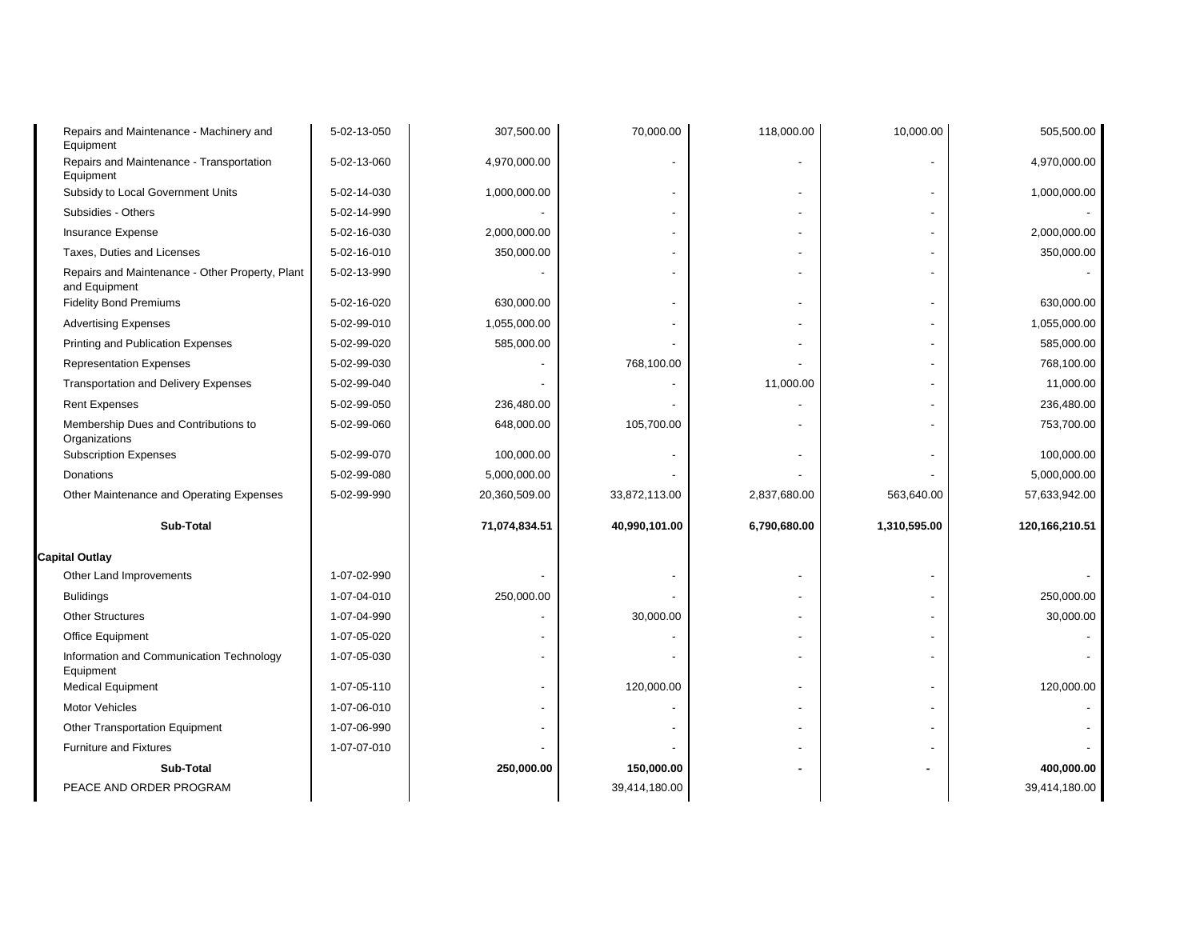| | | | | | | |
|---|---|---|---|---|---|---|
| Repairs and Maintenance - Machinery and Equipment | 5-02-13-050 | 307,500.00 | 70,000.00 | 118,000.00 | 10,000.00 | 505,500.00 |
| Repairs and Maintenance - Transportation Equipment | 5-02-13-060 | 4,970,000.00 | - | - | - | 4,970,000.00 |
| Subsidy to Local Government Units | 5-02-14-030 | 1,000,000.00 | - | - | - | 1,000,000.00 |
| Subsidies - Others | 5-02-14-990 | - | - | - | - | - |
| Insurance Expense | 5-02-16-030 | 2,000,000.00 | - | - | - | 2,000,000.00 |
| Taxes, Duties and Licenses | 5-02-16-010 | 350,000.00 | - | - | - | 350,000.00 |
| Repairs and Maintenance - Other Property, Plant and Equipment | 5-02-13-990 | - | - | - | - | - |
| Fidelity Bond Premiums | 5-02-16-020 | 630,000.00 | - | - | - | 630,000.00 |
| Advertising Expenses | 5-02-99-010 | 1,055,000.00 | - | - | - | 1,055,000.00 |
| Printing and Publication Expenses | 5-02-99-020 | 585,000.00 | - | - | - | 585,000.00 |
| Representation Expenses | 5-02-99-030 | - | 768,100.00 | - | - | 768,100.00 |
| Transportation and Delivery Expenses | 5-02-99-040 | - | - | 11,000.00 | - | 11,000.00 |
| Rent Expenses | 5-02-99-050 | 236,480.00 | - | - | - | 236,480.00 |
| Membership Dues and Contributions to Organizations | 5-02-99-060 | 648,000.00 | 105,700.00 | - | - | 753,700.00 |
| Subscription Expenses | 5-02-99-070 | 100,000.00 | - | - | - | 100,000.00 |
| Donations | 5-02-99-080 | 5,000,000.00 | - | - | - | 5,000,000.00 |
| Other Maintenance and Operating Expenses | 5-02-99-990 | 20,360,509.00 | 33,872,113.00 | 2,837,680.00 | 563,640.00 | 57,633,942.00 |
| **Sub-Total** | | **71,074,834.51** | **40,990,101.00** | **6,790,680.00** | **1,310,595.00** | **120,166,210.51** |
| **Capital Outlay** | | | | | | |
| Other Land Improvements | 1-07-02-990 | - | - | - | - | - |
| Bulidings | 1-07-04-010 | 250,000.00 | - | - | - | 250,000.00 |
| Other Structures | 1-07-04-990 | - | 30,000.00 | - | - | 30,000.00 |
| Office Equipment | 1-07-05-020 | - | - | - | - | - |
| Information and Communication Technology Equipment | 1-07-05-030 | - | - | - | - | - |
| Medical Equipment | 1-07-05-110 | - | 120,000.00 | - | - | 120,000.00 |
| Motor Vehicles | 1-07-06-010 | - | - | - | - | - |
| Other Transportation Equipment | 1-07-06-990 | - | - | - | - | - |
| Furniture and Fixtures | 1-07-07-010 | - | - | - | - | - |
| **Sub-Total** | | **250,000.00** | **150,000.00** | **-** | **-** | **400,000.00** |
| PEACE AND ORDER PROGRAM | | | 39,414,180.00 | | | 39,414,180.00 |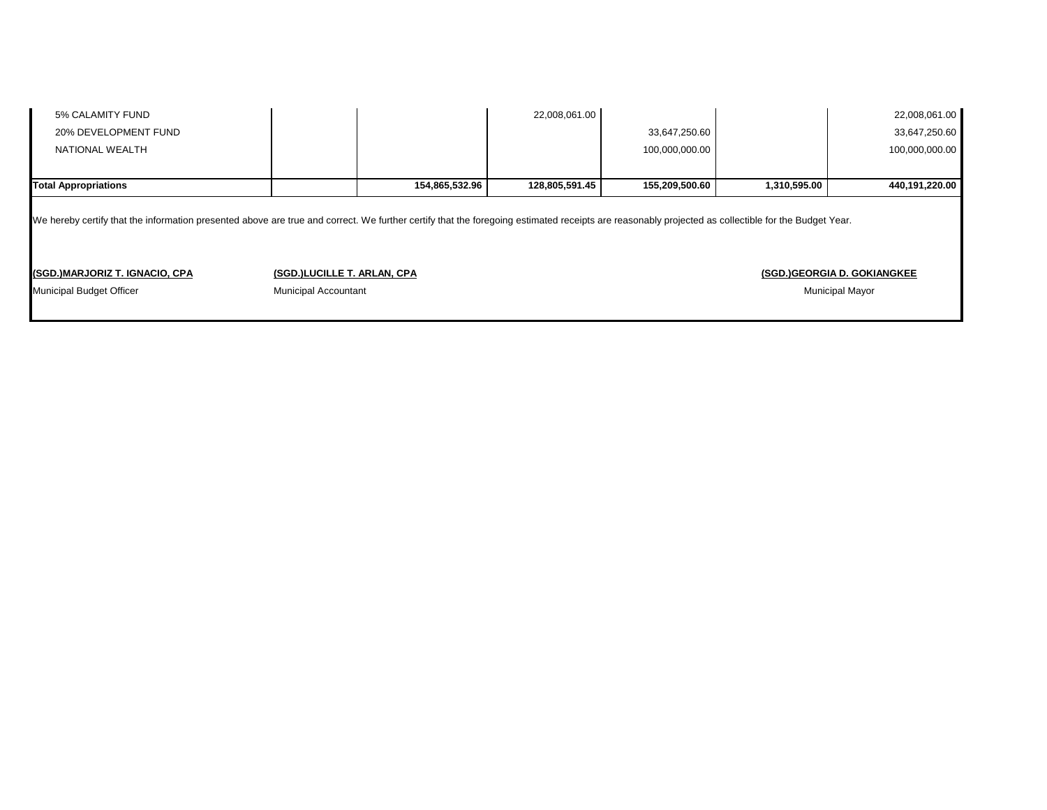| | | | | | | |
|---|---|---|---|---|---|---|
| 5% CALAMITY FUND | | | 22,008,061.00 | | | 22,008,061.00 |
| 20% DEVELOPMENT FUND | | | | 33,647,250.60 | | 33,647,250.60 |
| NATIONAL WEALTH | | | | 100,000,000.00 | | 100,000,000.00 |
| **Total Appropriations** | | **154,865,532.96** | **128,805,591.45** | **155,209,500.60** | **1,310,595.00** | **440,191,220.00** |

We hereby certify that the information presented above are true and correct. We further certify that the foregoing estimated receipts are reasonably projected as collectible for the Budget Year.

**(SGD.)MARJORIZ T. IGNACIO, CPA**
Municipal Budget Officer

**(SGD.)LUCILLE T. ARLAN, CPA**
Municipal Accountant

**(SGD.)GEORGIA D. GOKIANGKEE**
Municipal Mayor